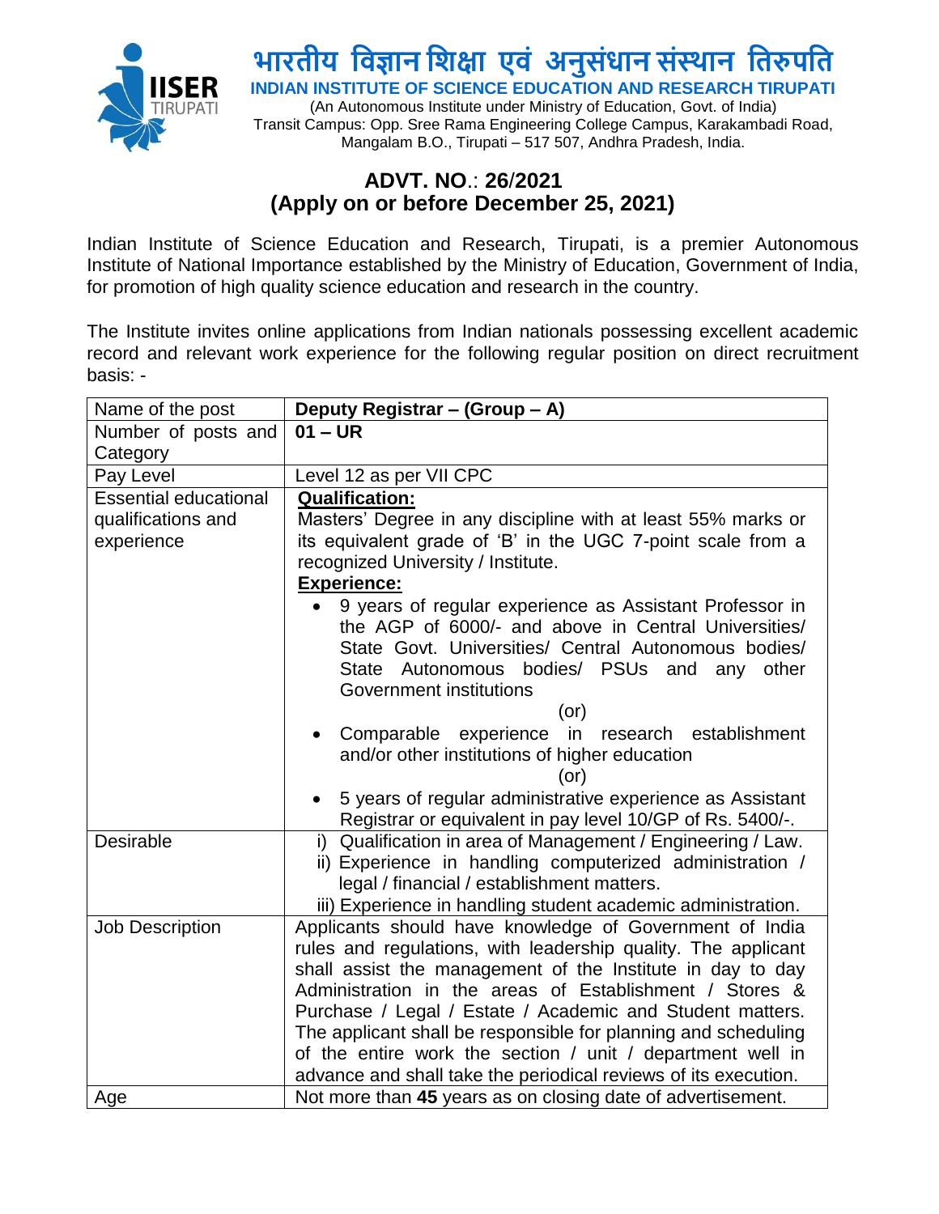# भारतीय विज्ञान शिक्षा एवं अनुसंधान संस्थान तिरुपति

**INDIAN INSTITUTE OF SCIENCE EDUCATION AND RESEARCH TIRUPATI**

(An Autonomous Institute under Ministry of Education, Govt. of India)
Transit Campus: Opp. Sree Rama Engineering College Campus, Karakambadi Road, Mangalam B.O., Tirupati – 517 507, Andhra Pradesh, India.

## ADVT. NO.: 26/2021
## (Apply on or before December 25, 2021)

Indian Institute of Science Education and Research, Tirupati, is a premier Autonomous Institute of National Importance established by the Ministry of Education, Government of India, for promotion of high quality science education and research in the country.

The Institute invites online applications from Indian nationals possessing excellent academic record and relevant work experience for the following regular position on direct recruitment basis: -

| Name of the post | **Deputy Registrar – (Group – A)** |
|---|---|
| Number of posts and Category | **01 – UR** |
| Pay Level | Level 12 as per VII CPC |
| Essential educational qualifications and experience | **Qualification:** Masters' Degree in any discipline with at least 55% marks or its equivalent grade of 'B' in the UGC 7-point scale from a recognized University / Institute.<br>**Experience:**<br>• 9 years of regular experience as Assistant Professor in the AGP of 6000/- and above in Central Universities/ State Govt. Universities/ Central Autonomous bodies/ State Autonomous bodies/ PSUs and any other Government institutions<br>(or)<br>• Comparable experience in research establishment and/or other institutions of higher education<br>(or)<br>• 5 years of regular administrative experience as Assistant Registrar or equivalent in pay level 10/GP of Rs. 5400/-. |
| Desirable | i) Qualification in area of Management / Engineering / Law.<br>ii) Experience in handling computerized administration / legal / financial / establishment matters.<br>iii) Experience in handling student academic administration. |
| Job Description | Applicants should have knowledge of Government of India rules and regulations, with leadership quality. The applicant shall assist the management of the Institute in day to day Administration in the areas of Establishment / Stores & Purchase / Legal / Estate / Academic and Student matters. The applicant shall be responsible for planning and scheduling of the entire work the section / unit / department well in advance and shall take the periodical reviews of its execution. |
| Age | Not more than **45** years as on closing date of advertisement. |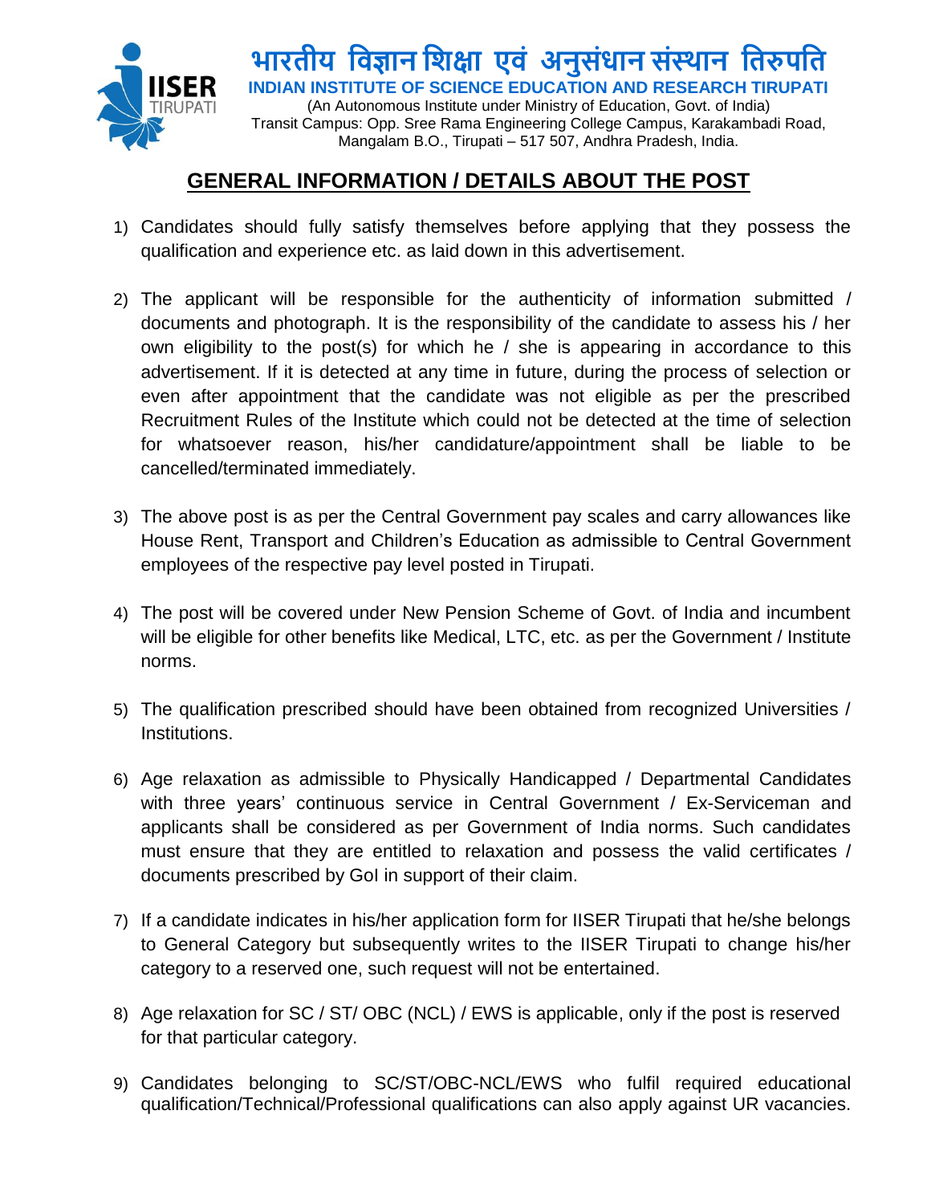भारतीय विज्ञान शिक्षा एवं अनुसंधान संस्थान तिरुपति

**INDIAN INSTITUTE OF SCIENCE EDUCATION AND RESEARCH TIRUPATI**

(An Autonomous Institute under Ministry of Education, Govt. of India)
Transit Campus: Opp. Sree Rama Engineering College Campus, Karakambadi Road, Mangalam B.O., Tirupati – 517 507, Andhra Pradesh, India.

## GENERAL INFORMATION / DETAILS ABOUT THE POST

1) Candidates should fully satisfy themselves before applying that they possess the qualification and experience etc. as laid down in this advertisement.

2) The applicant will be responsible for the authenticity of information submitted / documents and photograph. It is the responsibility of the candidate to assess his / her own eligibility to the post(s) for which he / she is appearing in accordance to this advertisement. If it is detected at any time in future, during the process of selection or even after appointment that the candidate was not eligible as per the prescribed Recruitment Rules of the Institute which could not be detected at the time of selection for whatsoever reason, his/her candidature/appointment shall be liable to be cancelled/terminated immediately.

3) The above post is as per the Central Government pay scales and carry allowances like House Rent, Transport and Children's Education as admissible to Central Government employees of the respective pay level posted in Tirupati.

4) The post will be covered under New Pension Scheme of Govt. of India and incumbent will be eligible for other benefits like Medical, LTC, etc. as per the Government / Institute norms.

5) The qualification prescribed should have been obtained from recognized Universities / Institutions.

6) Age relaxation as admissible to Physically Handicapped / Departmental Candidates with three years' continuous service in Central Government / Ex-Serviceman and applicants shall be considered as per Government of India norms. Such candidates must ensure that they are entitled to relaxation and possess the valid certificates / documents prescribed by GoI in support of their claim.

7) If a candidate indicates in his/her application form for IISER Tirupati that he/she belongs to General Category but subsequently writes to the IISER Tirupati to change his/her category to a reserved one, such request will not be entertained.

8) Age relaxation for SC / ST/ OBC (NCL) / EWS is applicable, only if the post is reserved for that particular category.

9) Candidates belonging to SC/ST/OBC-NCL/EWS who fulfil required educational qualification/Technical/Professional qualifications can also apply against UR vacancies.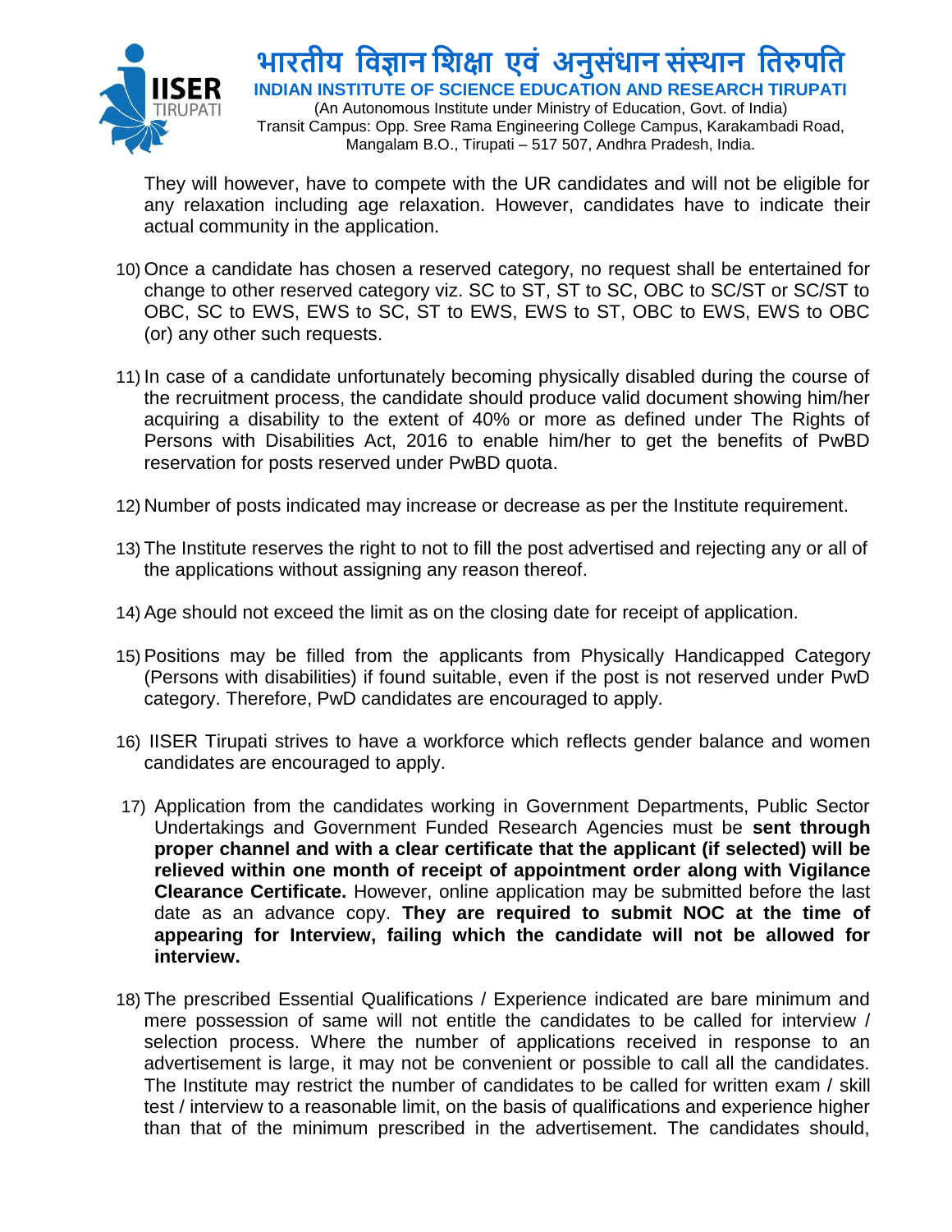They will however, have to compete with the UR candidates and will not be eligible for any relaxation including age relaxation. However, candidates have to indicate their actual community in the application.

10) Once a candidate has chosen a reserved category, no request shall be entertained for change to other reserved category viz. SC to ST, ST to SC, OBC to SC/ST or SC/ST to OBC, SC to EWS, EWS to SC, ST to EWS, EWS to ST, OBC to EWS, EWS to OBC (or) any other such requests.

11) In case of a candidate unfortunately becoming physically disabled during the course of the recruitment process, the candidate should produce valid document showing him/her acquiring a disability to the extent of 40% or more as defined under The Rights of Persons with Disabilities Act, 2016 to enable him/her to get the benefits of PwBD reservation for posts reserved under PwBD quota.

12) Number of posts indicated may increase or decrease as per the Institute requirement.

13) The Institute reserves the right to not to fill the post advertised and rejecting any or all of the applications without assigning any reason thereof.

14) Age should not exceed the limit as on the closing date for receipt of application.

15) Positions may be filled from the applicants from Physically Handicapped Category (Persons with disabilities) if found suitable, even if the post is not reserved under PwD category. Therefore, PwD candidates are encouraged to apply.

16) IISER Tirupati strives to have a workforce which reflects gender balance and women candidates are encouraged to apply.

17) Application from the candidates working in Government Departments, Public Sector Undertakings and Government Funded Research Agencies must be **sent through proper channel and with a clear certificate that the applicant (if selected) will be relieved within one month of receipt of appointment order along with Vigilance Clearance Certificate.** However, online application may be submitted before the last date as an advance copy. **They are required to submit NOC at the time of appearing for Interview, failing which the candidate will not be allowed for interview.**

18) The prescribed Essential Qualifications / Experience indicated are bare minimum and mere possession of same will not entitle the candidates to be called for interview / selection process. Where the number of applications received in response to an advertisement is large, it may not be convenient or possible to call all the candidates. The Institute may restrict the number of candidates to be called for written exam / skill test / interview to a reasonable limit, on the basis of qualifications and experience higher than that of the minimum prescribed in the advertisement. The candidates should,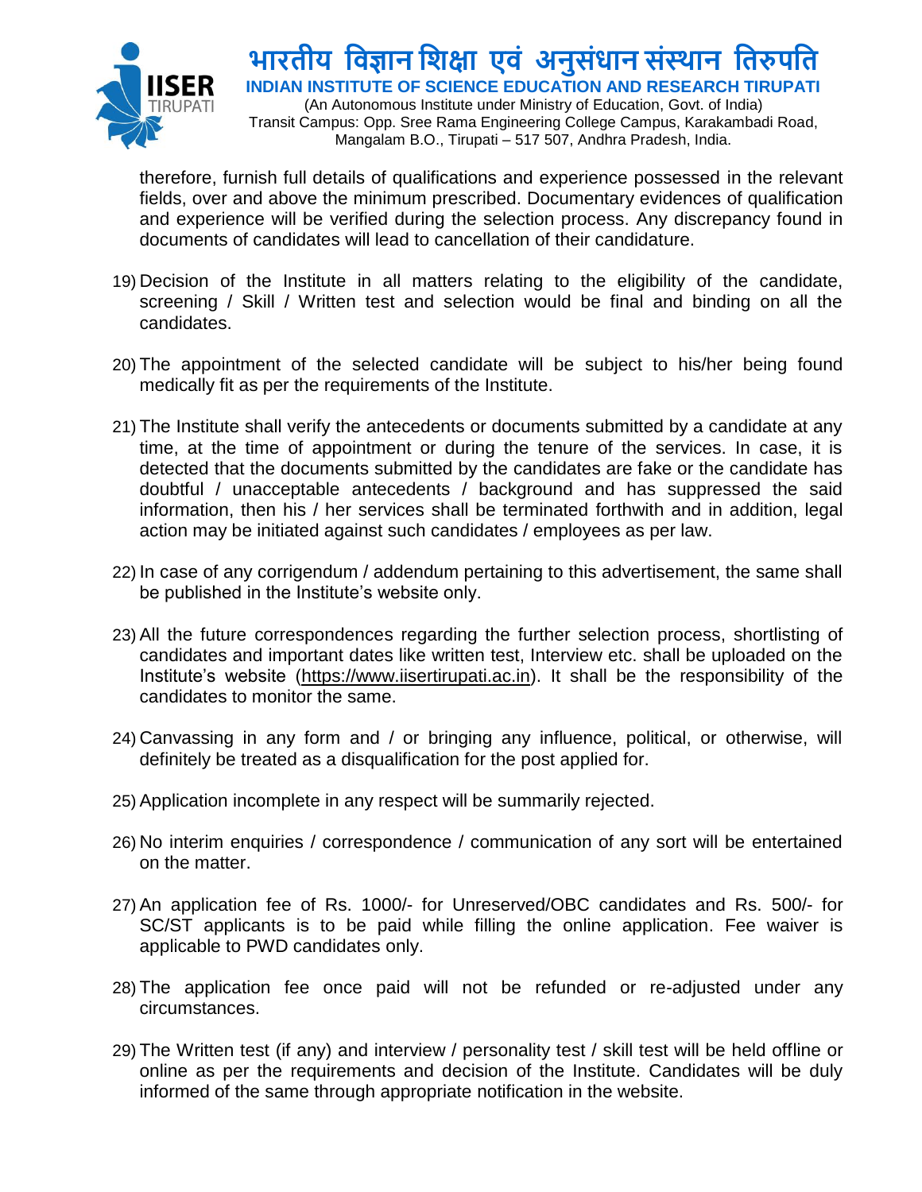therefore, furnish full details of qualifications and experience possessed in the relevant fields, over and above the minimum prescribed. Documentary evidences of qualification and experience will be verified during the selection process. Any discrepancy found in documents of candidates will lead to cancellation of their candidature.

19) Decision of the Institute in all matters relating to the eligibility of the candidate, screening / Skill / Written test and selection would be final and binding on all the candidates.

20) The appointment of the selected candidate will be subject to his/her being found medically fit as per the requirements of the Institute.

21) The Institute shall verify the antecedents or documents submitted by a candidate at any time, at the time of appointment or during the tenure of the services. In case, it is detected that the documents submitted by the candidates are fake or the candidate has doubtful / unacceptable antecedents / background and has suppressed the said information, then his / her services shall be terminated forthwith and in addition, legal action may be initiated against such candidates / employees as per law.

22) In case of any corrigendum / addendum pertaining to this advertisement, the same shall be published in the Institute's website only.

23) All the future correspondences regarding the further selection process, shortlisting of candidates and important dates like written test, Interview etc. shall be uploaded on the Institute's website (https://www.iisertirupati.ac.in). It shall be the responsibility of the candidates to monitor the same.

24) Canvassing in any form and / or bringing any influence, political, or otherwise, will definitely be treated as a disqualification for the post applied for.

25) Application incomplete in any respect will be summarily rejected.

26) No interim enquiries / correspondence / communication of any sort will be entertained on the matter.

27) An application fee of Rs. 1000/- for Unreserved/OBC candidates and Rs. 500/- for SC/ST applicants is to be paid while filling the online application. Fee waiver is applicable to PWD candidates only.

28) The application fee once paid will not be refunded or re-adjusted under any circumstances.

29) The Written test (if any) and interview / personality test / skill test will be held offline or online as per the requirements and decision of the Institute. Candidates will be duly informed of the same through appropriate notification in the website.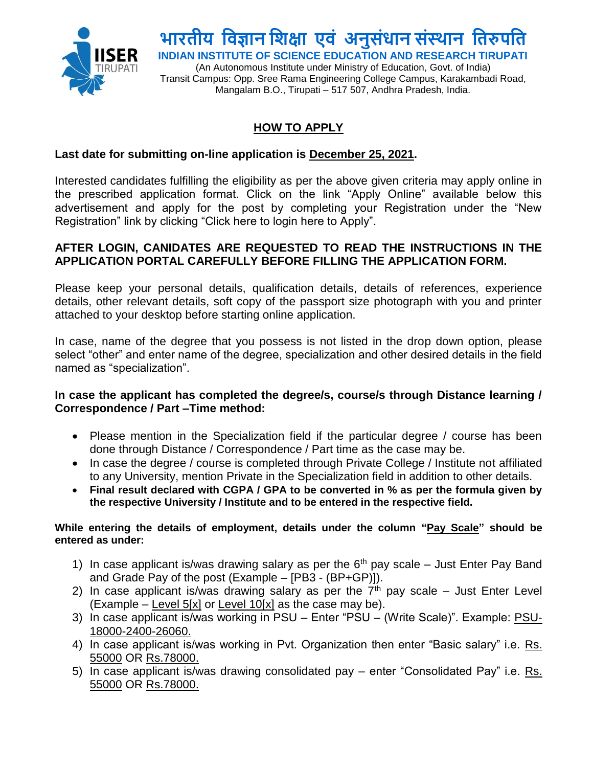भारतीय विज्ञान शिक्षा एवं अनुसंधान संस्थान तिरुपति

**INDIAN INSTITUTE OF SCIENCE EDUCATION AND RESEARCH TIRUPATI**

(An Autonomous Institute under Ministry of Education, Govt. of India)
Transit Campus: Opp. Sree Rama Engineering College Campus, Karakambadi Road, Mangalam B.O., Tirupati – 517 507, Andhra Pradesh, India.

## HOW TO APPLY

**Last date for submitting on-line application is December 25, 2021.**

Interested candidates fulfilling the eligibility as per the above given criteria may apply online in the prescribed application format. Click on the link "Apply Online" available below this advertisement and apply for the post by completing your Registration under the "New Registration" link by clicking "Click here to login here to Apply".

**AFTER LOGIN, CANIDATES ARE REQUESTED TO READ THE INSTRUCTIONS IN THE APPLICATION PORTAL CAREFULLY BEFORE FILLING THE APPLICATION FORM.**

Please keep your personal details, qualification details, details of references, experience details, other relevant details, soft copy of the passport size photograph with you and printer attached to your desktop before starting online application.

In case, name of the degree that you possess is not listed in the drop down option, please select "other" and enter name of the degree, specialization and other desired details in the field named as "specialization".

**In case the applicant has completed the degree/s, course/s through Distance learning / Correspondence / Part –Time method:**

- Please mention in the Specialization field if the particular degree / course has been done through Distance / Correspondence / Part time as the case may be.
- In case the degree / course is completed through Private College / Institute not affiliated to any University, mention Private in the Specialization field in addition to other details.
- **Final result declared with CGPA / GPA to be converted in % as per the formula given by the respective University / Institute and to be entered in the respective field.**

**While entering the details of employment, details under the column "Pay Scale" should be entered as under:**

1) In case applicant is/was drawing salary as per the 6th pay scale – Just Enter Pay Band and Grade Pay of the post (Example – [PB3 - (BP+GP)]).
2) In case applicant is/was drawing salary as per the 7th pay scale – Just Enter Level (Example – Level 5[x] or Level 10[x] as the case may be).
3) In case applicant is/was working in PSU – Enter "PSU – (Write Scale)". Example: PSU-18000-2400-26060.
4) In case applicant is/was working in Pvt. Organization then enter "Basic salary" i.e. Rs. 55000 OR Rs.78000.
5) In case applicant is/was drawing consolidated pay – enter "Consolidated Pay" i.e. Rs. 55000 OR Rs.78000.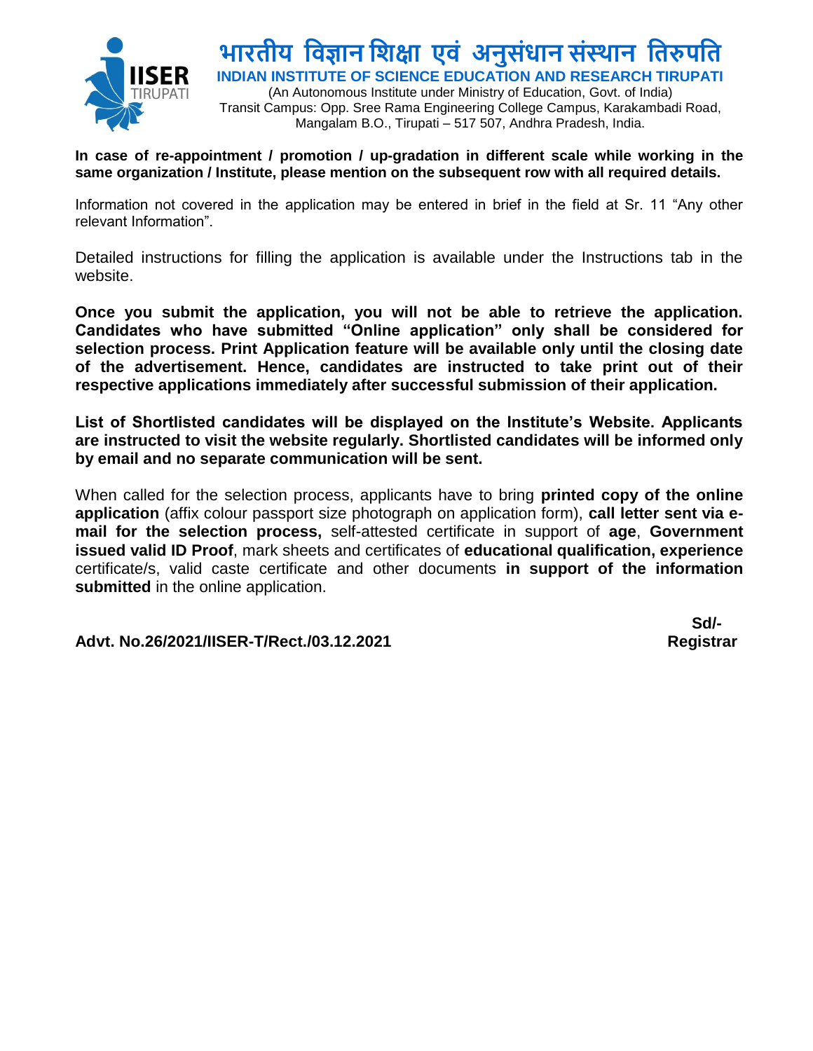भारतीय विज्ञान शिक्षा एवं अनुसंधान संस्थान तिरुपति

**INDIAN INSTITUTE OF SCIENCE EDUCATION AND RESEARCH TIRUPATI**

(An Autonomous Institute under Ministry of Education, Govt. of India)
Transit Campus: Opp. Sree Rama Engineering College Campus, Karakambadi Road, Mangalam B.O., Tirupati – 517 507, Andhra Pradesh, India.

**In case of re-appointment / promotion / up-gradation in different scale while working in the same organization / Institute, please mention on the subsequent row with all required details.**

Information not covered in the application may be entered in brief in the field at Sr. 11 "Any other relevant Information".

Detailed instructions for filling the application is available under the Instructions tab in the website.

**Once you submit the application, you will not be able to retrieve the application. Candidates who have submitted "Online application" only shall be considered for selection process. Print Application feature will be available only until the closing date of the advertisement. Hence, candidates are instructed to take print out of their respective applications immediately after successful submission of their application.**

**List of Shortlisted candidates will be displayed on the Institute's Website. Applicants are instructed to visit the website regularly. Shortlisted candidates will be informed only by email and no separate communication will be sent.**

When called for the selection process, applicants have to bring **printed copy of the online application** (affix colour passport size photograph on application form), **call letter sent via e-mail for the selection process,** self-attested certificate in support of **age**, **Government issued valid ID Proof**, mark sheets and certificates of **educational qualification, experience** certificate/s, valid caste certificate and other documents **in support of the information submitted** in the online application.

**Sd/-**
**Registrar**

**Advt. No.26/2021/IISER-T/Rect./03.12.2021**